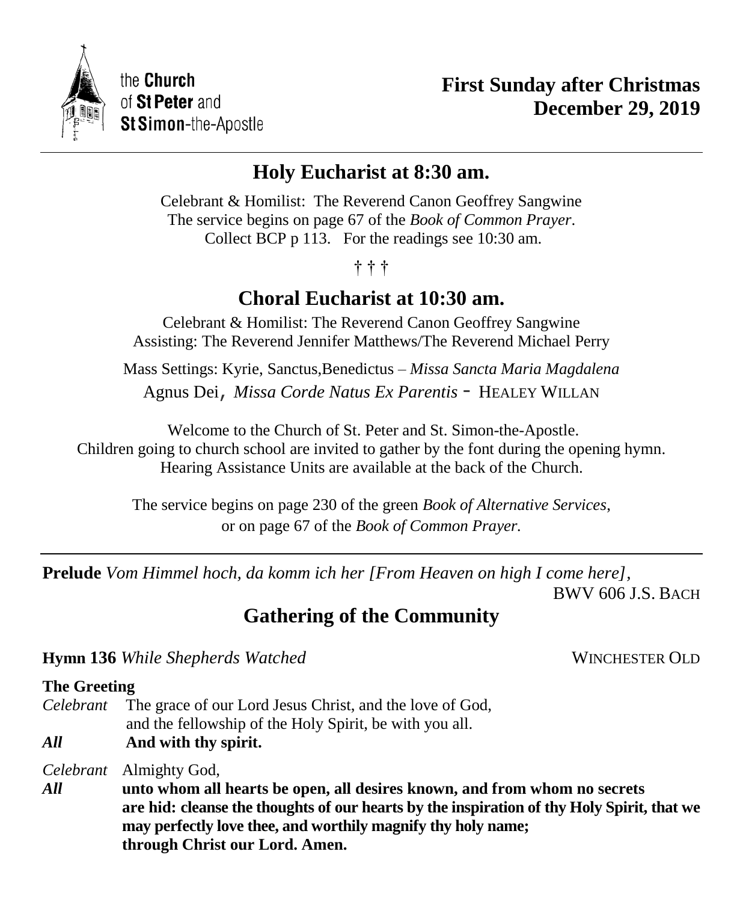the **Church**
of **St Peter** and
**St Simon**-the-Apostle

**First Sunday after Christmas**
**December 29, 2019**

---

## Holy Eucharist at 8:30 am.

Celebrant & Homilist: The Reverend Canon Geoffrey Sangwine
The service begins on page 67 of the *Book of Common Prayer*.
Collect BCP p 113. For the readings see 10:30 am.

† † †

## Choral Eucharist at 10:30 am.

Celebrant & Homilist: The Reverend Canon Geoffrey Sangwine
Assisting: The Reverend Jennifer Matthews/The Reverend Michael Perry

Mass Settings: Kyrie, Sanctus,Benedictus – *Missa Sancta Maria Magdalena*
Agnus Dei, *Missa Corde Natus Ex Parentis* - HEALEY WILLAN

Welcome to the Church of St. Peter and St. Simon-the-Apostle.
Children going to church school are invited to gather by the font during the opening hymn.
Hearing Assistance Units are available at the back of the Church.

The service begins on page 230 of the green *Book of Alternative Services*,
or on page 67 of the *Book of Common Prayer.*

---

**Prelude** *Vom Himmel hoch, da komm ich her [From Heaven on high I come here]*,
BWV 606 J.S. BACH

## Gathering of the Community

**Hymn 136** *While Shepherds Watched* WINCHESTER OLD

**The Greeting**

*Celebrant* The grace of our Lord Jesus Christ, and the love of God, and the fellowship of the Holy Spirit, be with you all.
***All*** **And with thy spirit.**

*Celebrant* Almighty God,
***All*** **unto whom all hearts be open, all desires known, and from whom no secrets are hid: cleanse the thoughts of our hearts by the inspiration of thy Holy Spirit, that we may perfectly love thee, and worthily magnify thy holy name; through Christ our Lord. Amen.**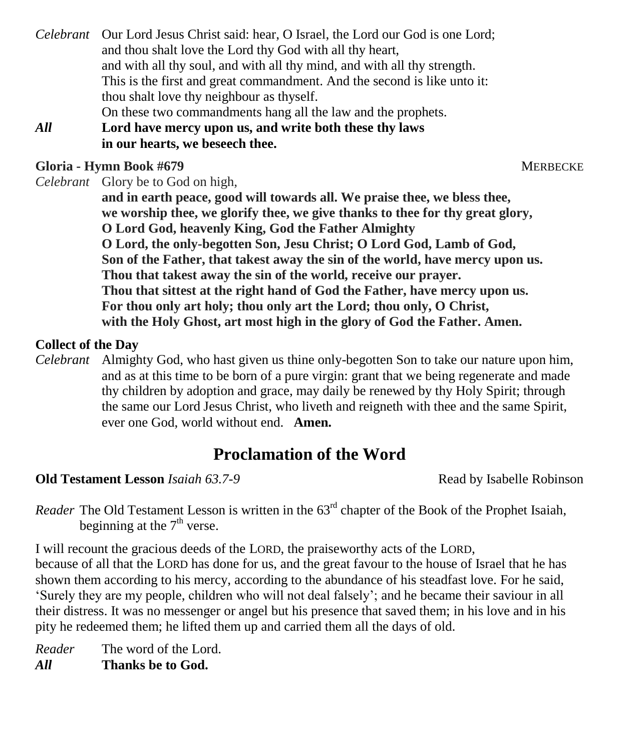*Celebrant* Our Lord Jesus Christ said: hear, O Israel, the Lord our God is one Lord; and thou shalt love the Lord thy God with all thy heart, and with all thy soul, and with all thy mind, and with all thy strength. This is the first and great commandment. And the second is like unto it: thou shalt love thy neighbour as thyself. On these two commandments hang all the law and the prophets.

***All*** **Lord have mercy upon us, and write both these thy laws in our hearts, we beseech thee.**

**Gloria - Hymn Book #679** MERBECKE

*Celebrant* Glory be to God on high,
**and in earth peace, good will towards all. We praise thee, we bless thee, we worship thee, we glorify thee, we give thanks to thee for thy great glory, O Lord God, heavenly King, God the Father Almighty O Lord, the only-begotten Son, Jesu Christ; O Lord God, Lamb of God, Son of the Father, that takest away the sin of the world, have mercy upon us. Thou that takest away the sin of the world, receive our prayer. Thou that sittest at the right hand of God the Father, have mercy upon us. For thou only art holy; thou only art the Lord; thou only, O Christ, with the Holy Ghost, art most high in the glory of God the Father. Amen.**

**Collect of the Day**

*Celebrant* Almighty God, who hast given us thine only-begotten Son to take our nature upon him, and as at this time to be born of a pure virgin: grant that we being regenerate and made thy children by adoption and grace, may daily be renewed by thy Holy Spirit; through the same our Lord Jesus Christ, who liveth and reigneth with thee and the same Spirit, ever one God, world without end. **Amen.**

## Proclamation of the Word

**Old Testament Lesson** *Isaiah 63.7-9* Read by Isabelle Robinson

*Reader* The Old Testament Lesson is written in the 63rd chapter of the Book of the Prophet Isaiah, beginning at the 7th verse.

I will recount the gracious deeds of the LORD, the praiseworthy acts of the LORD, because of all that the LORD has done for us, and the great favour to the house of Israel that he has shown them according to his mercy, according to the abundance of his steadfast love. For he said, 'Surely they are my people, children who will not deal falsely'; and he became their saviour in all their distress. It was no messenger or angel but his presence that saved them; in his love and in his pity he redeemed them; he lifted them up and carried them all the days of old.

*Reader* The word of the Lord.

***All*** **Thanks be to God.**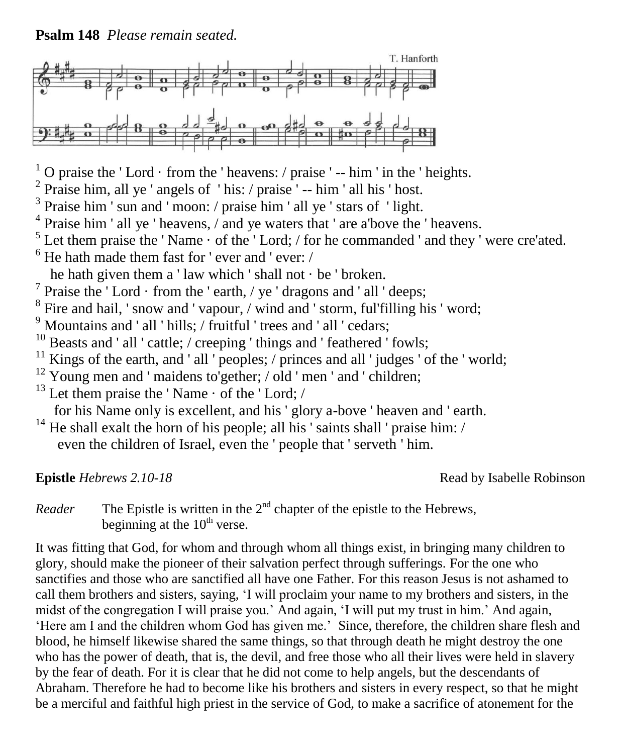**Psalm 148** *Please remain seated.*

T. Hanforth

[1] O praise the ' Lord · from the ' heavens: / praise ' -- him ' in the ' heights.
[2] Praise him, all ye ' angels of ' his: / praise ' -- him ' all his ' host.
[3] Praise him ' sun and ' moon: / praise him ' all ye ' stars of ' light.
[4] Praise him ' all ye ' heavens, / and ye waters that ' are a'bove the ' heavens.
[5] Let them praise the ' Name · of the ' Lord; / for he commanded ' and they ' were cre'ated.
[6] He hath made them fast for ' ever and ' ever: /
he hath given them a ' law which ' shall not · be ' broken.
[7] Praise the ' Lord · from the ' earth, / ye ' dragons and ' all ' deeps;
[8] Fire and hail, ' snow and ' vapour, / wind and ' storm, ful'filling his ' word;
[9] Mountains and ' all ' hills; / fruitful ' trees and ' all ' cedars;
[10] Beasts and ' all ' cattle; / creeping ' things and ' feathered ' fowls;
[11] Kings of the earth, and ' all ' peoples; / princes and all ' judges ' of the ' world;
[12] Young men and ' maidens to'gether; / old ' men ' and ' children;
[13] Let them praise the ' Name · of the ' Lord; /
for his Name only is excellent, and his ' glory a-bove ' heaven and ' earth.
[14] He shall exalt the horn of his people; all his ' saints shall ' praise him: /
even the children of Israel, even the ' people that ' serveth ' him.

**Epistle** *Hebrews 2.10-18* Read by Isabelle Robinson

*Reader* The Epistle is written in the 2nd chapter of the epistle to the Hebrews, beginning at the 10th verse.

It was fitting that God, for whom and through whom all things exist, in bringing many children to glory, should make the pioneer of their salvation perfect through sufferings. For the one who sanctifies and those who are sanctified all have one Father. For this reason Jesus is not ashamed to call them brothers and sisters, saying, 'I will proclaim your name to my brothers and sisters, in the midst of the congregation I will praise you.' And again, 'I will put my trust in him.' And again, 'Here am I and the children whom God has given me.' Since, therefore, the children share flesh and blood, he himself likewise shared the same things, so that through death he might destroy the one who has the power of death, that is, the devil, and free those who all their lives were held in slavery by the fear of death. For it is clear that he did not come to help angels, but the descendants of Abraham. Therefore he had to become like his brothers and sisters in every respect, so that he might be a merciful and faithful high priest in the service of God, to make a sacrifice of atonement for the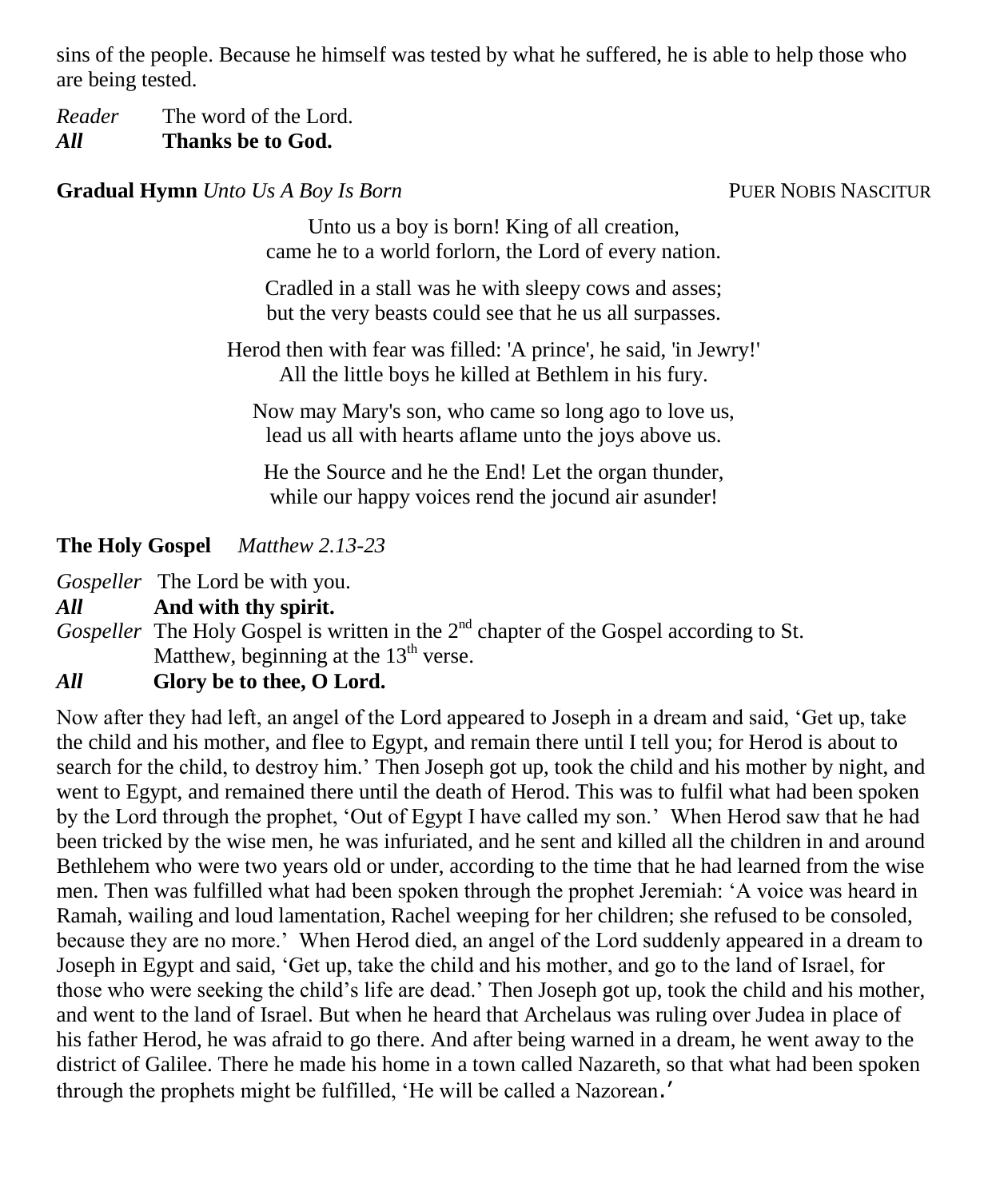sins of the people. Because he himself was tested by what he suffered, he is able to help those who are being tested.

*Reader* The word of the Lord.
***All*** **Thanks be to God.**

**Gradual Hymn** *Unto Us A Boy Is Born* PUER NOBIS NASCITUR

Unto us a boy is born! King of all creation,
came he to a world forlorn, the Lord of every nation.

Cradled in a stall was he with sleepy cows and asses;
but the very beasts could see that he us all surpasses.

Herod then with fear was filled: 'A prince', he said, 'in Jewry!'
All the little boys he killed at Bethlem in his fury.

Now may Mary's son, who came so long ago to love us,
lead us all with hearts aflame unto the joys above us.

He the Source and he the End! Let the organ thunder,
while our happy voices rend the jocund air asunder!

**The Holy Gospel** *Matthew 2.13-23*

*Gospeller* The Lord be with you.
***All*** **And with thy spirit.**
*Gospeller* The Holy Gospel is written in the 2nd chapter of the Gospel according to St. Matthew, beginning at the 13th verse.
***All*** **Glory be to thee, O Lord.**

Now after they had left, an angel of the Lord appeared to Joseph in a dream and said, 'Get up, take the child and his mother, and flee to Egypt, and remain there until I tell you; for Herod is about to search for the child, to destroy him.' Then Joseph got up, took the child and his mother by night, and went to Egypt, and remained there until the death of Herod. This was to fulfil what had been spoken by the Lord through the prophet, 'Out of Egypt I have called my son.' When Herod saw that he had been tricked by the wise men, he was infuriated, and he sent and killed all the children in and around Bethlehem who were two years old or under, according to the time that he had learned from the wise men. Then was fulfilled what had been spoken through the prophet Jeremiah: 'A voice was heard in Ramah, wailing and loud lamentation, Rachel weeping for her children; she refused to be consoled, because they are no more.' When Herod died, an angel of the Lord suddenly appeared in a dream to Joseph in Egypt and said, 'Get up, take the child and his mother, and go to the land of Israel, for those who were seeking the child's life are dead.' Then Joseph got up, took the child and his mother, and went to the land of Israel. But when he heard that Archelaus was ruling over Judea in place of his father Herod, he was afraid to go there. And after being warned in a dream, he went away to the district of Galilee. There he made his home in a town called Nazareth, so that what had been spoken through the prophets might be fulfilled, 'He will be called a Nazorean.'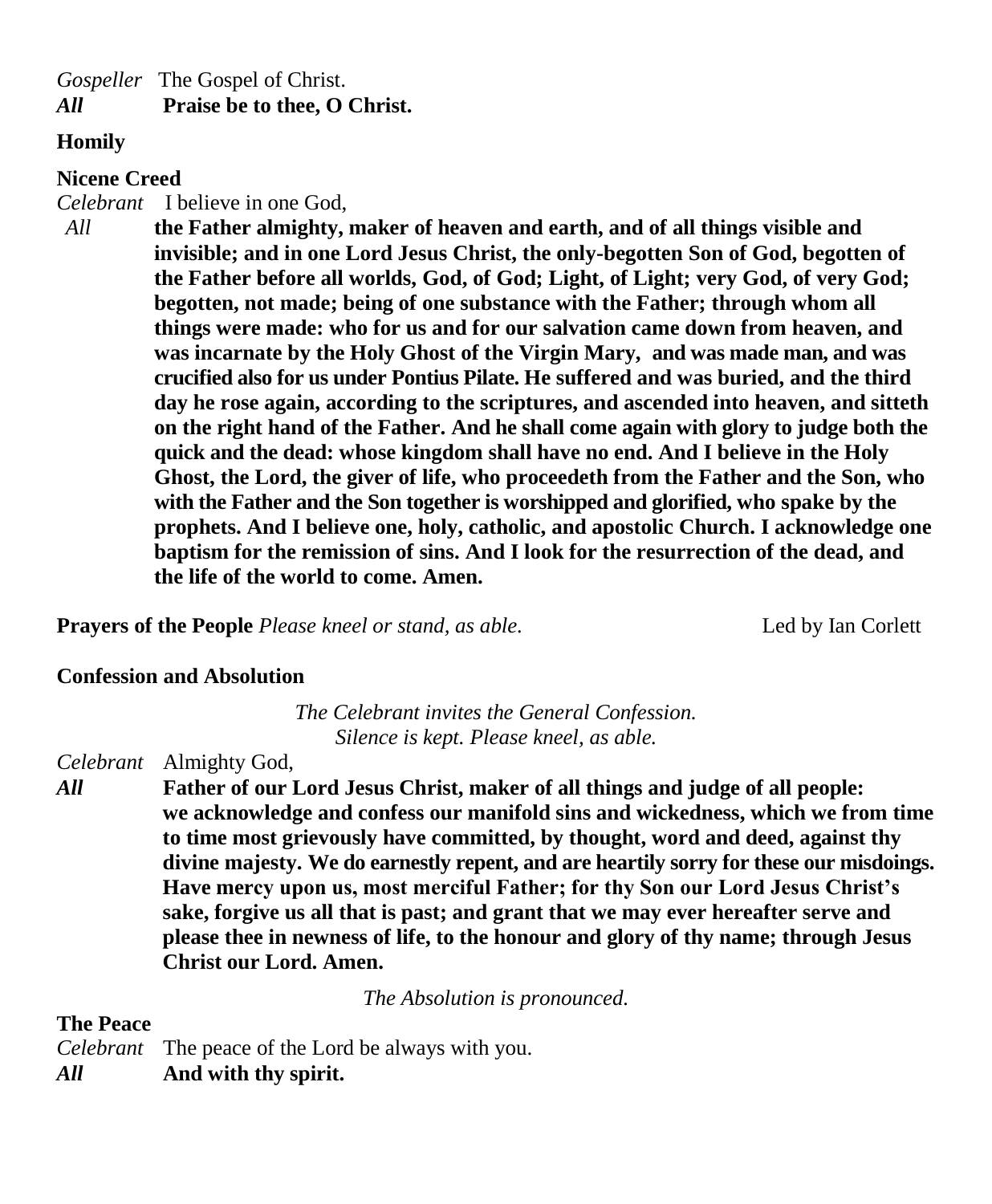*Gospeller* The Gospel of Christ.
***All*** **Praise be to thee, O Christ.**

**Homily**

**Nicene Creed**

*Celebrant* I believe in one God,
*All* **the Father almighty, maker of heaven and earth, and of all things visible and invisible; and in one Lord Jesus Christ, the only-begotten Son of God, begotten of the Father before all worlds, God, of God; Light, of Light; very God, of very God; begotten, not made; being of one substance with the Father; through whom all things were made: who for us and for our salvation came down from heaven, and was incarnate by the Holy Ghost of the Virgin Mary, and was made man, and was crucified also for us under Pontius Pilate. He suffered and was buried, and the third day he rose again, according to the scriptures, and ascended into heaven, and sitteth on the right hand of the Father. And he shall come again with glory to judge both the quick and the dead: whose kingdom shall have no end. And I believe in the Holy Ghost, the Lord, the giver of life, who proceedeth from the Father and the Son, who with the Father and the Son together is worshipped and glorified, who spake by the prophets. And I believe one, holy, catholic, and apostolic Church. I acknowledge one baptism for the remission of sins. And I look for the resurrection of the dead, and the life of the world to come. Amen.**

**Prayers of the People** *Please kneel or stand, as able.* Led by Ian Corlett

**Confession and Absolution**

*The Celebrant invites the General Confession.*
*Silence is kept. Please kneel, as able.*

*Celebrant* Almighty God,
***All*** **Father of our Lord Jesus Christ, maker of all things and judge of all people: we acknowledge and confess our manifold sins and wickedness, which we from time to time most grievously have committed, by thought, word and deed, against thy divine majesty. We do earnestly repent, and are heartily sorry for these our misdoings. Have mercy upon us, most merciful Father; for thy Son our Lord Jesus Christ's sake, forgive us all that is past; and grant that we may ever hereafter serve and please thee in newness of life, to the honour and glory of thy name; through Jesus Christ our Lord. Amen.**

*The Absolution is pronounced.*

**The Peace**

*Celebrant* The peace of the Lord be always with you.
***All*** **And with thy spirit.**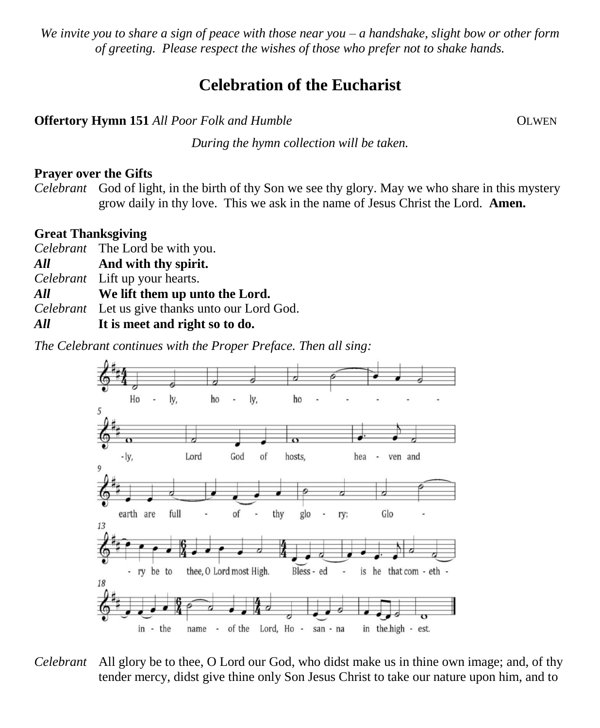*We invite you to share a sign of peace with those near you – a handshake, slight bow or other form of greeting. Please respect the wishes of those who prefer not to shake hands.*

## Celebration of the Eucharist

**Offertory Hymn 151** *All Poor Folk and Humble* OLWEN

*During the hymn collection will be taken.*

**Prayer over the Gifts**

*Celebrant* God of light, in the birth of thy Son we see thy glory. May we who share in this mystery grow daily in thy love. This we ask in the name of Jesus Christ the Lord. **Amen.**

**Great Thanksgiving**

*Celebrant* The Lord be with you.
***All*** **And with thy spirit.**
*Celebrant* Lift up your hearts.
***All*** **We lift them up unto the Lord.**
*Celebrant* Let us give thanks unto our Lord God.
***All*** **It is meet and right so to do.**

*The Celebrant continues with the Proper Preface. Then all sing:*

Holy, holy, holy, Lord God of hosts, heaven and earth are full of thy glory: Glory be to thee, O Lord most High. Blessed is he that cometh in the name of the Lord, Hosanna in the highest.

*Celebrant* All glory be to thee, O Lord our God, who didst make us in thine own image; and, of thy tender mercy, didst give thine only Son Jesus Christ to take our nature upon him, and to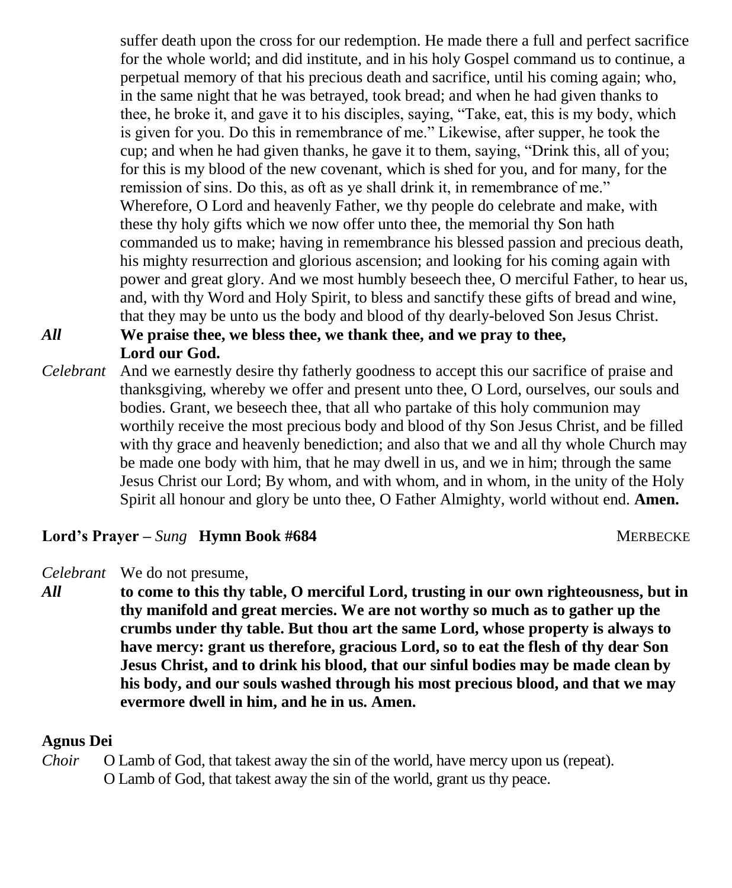suffer death upon the cross for our redemption. He made there a full and perfect sacrifice for the whole world; and did institute, and in his holy Gospel command us to continue, a perpetual memory of that his precious death and sacrifice, until his coming again; who, in the same night that he was betrayed, took bread; and when he had given thanks to thee, he broke it, and gave it to his disciples, saying, "Take, eat, this is my body, which is given for you. Do this in remembrance of me." Likewise, after supper, he took the cup; and when he had given thanks, he gave it to them, saying, "Drink this, all of you; for this is my blood of the new covenant, which is shed for you, and for many, for the remission of sins. Do this, as oft as ye shall drink it, in remembrance of me." Wherefore, O Lord and heavenly Father, we thy people do celebrate and make, with these thy holy gifts which we now offer unto thee, the memorial thy Son hath commanded us to make; having in remembrance his blessed passion and precious death, his mighty resurrection and glorious ascension; and looking for his coming again with power and great glory. And we most humbly beseech thee, O merciful Father, to hear us, and, with thy Word and Holy Spirit, to bless and sanctify these gifts of bread and wine, that they may be unto us the body and blood of thy dearly-beloved Son Jesus Christ.

***All*** **We praise thee, we bless thee, we thank thee, and we pray to thee, Lord our God.**

*Celebrant* And we earnestly desire thy fatherly goodness to accept this our sacrifice of praise and thanksgiving, whereby we offer and present unto thee, O Lord, ourselves, our souls and bodies. Grant, we beseech thee, that all who partake of this holy communion may worthily receive the most precious body and blood of thy Son Jesus Christ, and be filled with thy grace and heavenly benediction; and also that we and all thy whole Church may be made one body with him, that he may dwell in us, and we in him; through the same Jesus Christ our Lord; By whom, and with whom, and in whom, in the unity of the Holy Spirit all honour and glory be unto thee, O Father Almighty, world without end. **Amen.**

**Lord's Prayer –** *Sung* **Hymn Book #684** MERBECKE

*Celebrant* We do not presume,

***All*** **to come to this thy table, O merciful Lord, trusting in our own righteousness, but in thy manifold and great mercies. We are not worthy so much as to gather up the crumbs under thy table. But thou art the same Lord, whose property is always to have mercy: grant us therefore, gracious Lord, so to eat the flesh of thy dear Son Jesus Christ, and to drink his blood, that our sinful bodies may be made clean by his body, and our souls washed through his most precious blood, and that we may evermore dwell in him, and he in us. Amen.**

**Agnus Dei**

*Choir* O Lamb of God, that takest away the sin of the world, have mercy upon us (repeat).
O Lamb of God, that takest away the sin of the world, grant us thy peace.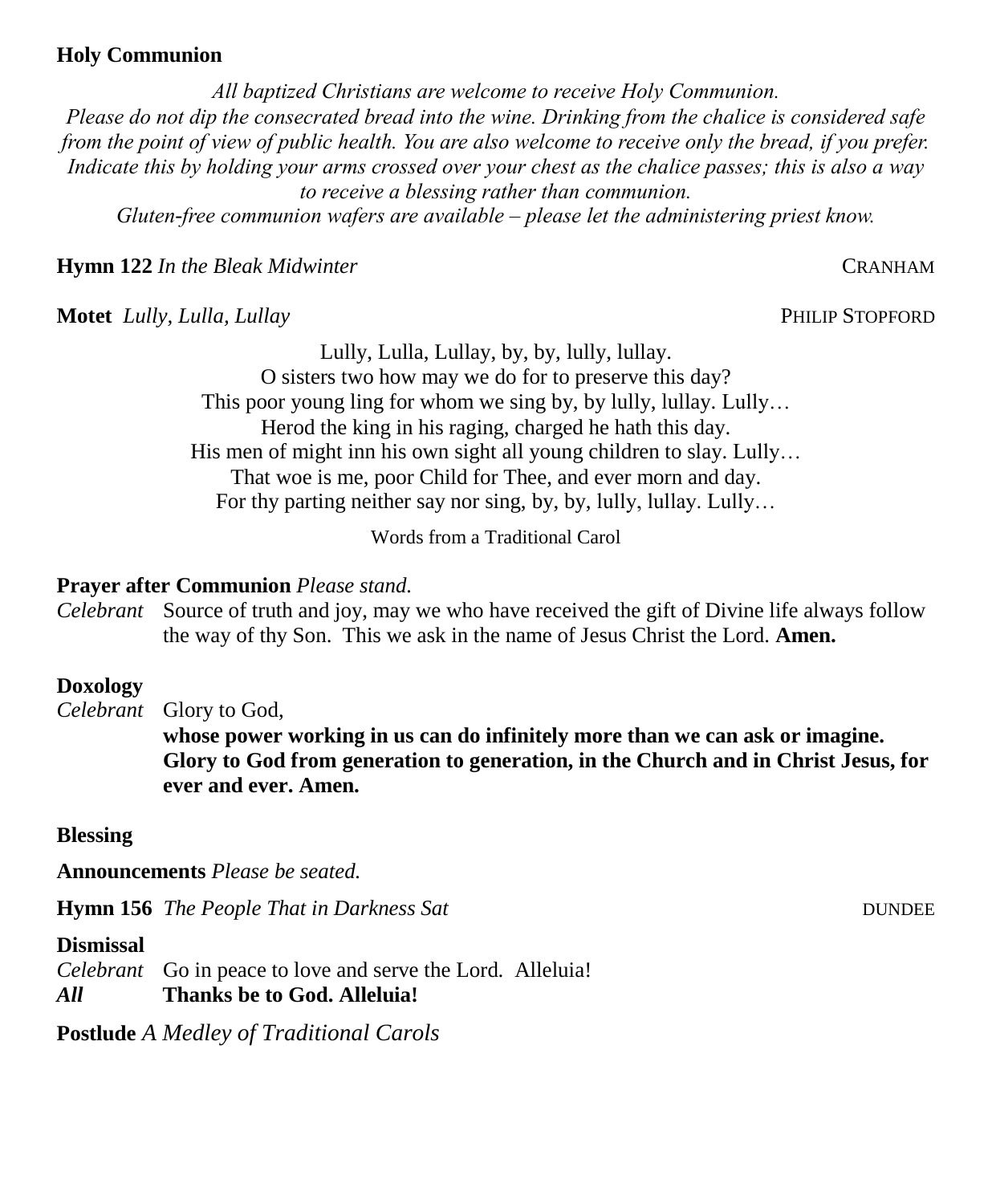**Holy Communion**

*All baptized Christians are welcome to receive Holy Communion.*
*Please do not dip the consecrated bread into the wine. Drinking from the chalice is considered safe from the point of view of public health. You are also welcome to receive only the bread, if you prefer. Indicate this by holding your arms crossed over your chest as the chalice passes; this is also a way to receive a blessing rather than communion.*
*Gluten-free communion wafers are available – please let the administering priest know.*

**Hymn 122** *In the Bleak Midwinter* CRANHAM

**Motet** *Lully, Lulla, Lullay* PHILIP STOPFORD

Lully, Lulla, Lullay, by, by, lully, lullay.
O sisters two how may we do for to preserve this day?
This poor young ling for whom we sing by, by lully, lullay. Lully…
Herod the king in his raging, charged he hath this day.
His men of might inn his own sight all young children to slay. Lully…
That woe is me, poor Child for Thee, and ever morn and day.
For thy parting neither say nor sing, by, by, lully, lullay. Lully…

Words from a Traditional Carol

**Prayer after Communion** *Please stand.*

*Celebrant* Source of truth and joy, may we who have received the gift of Divine life always follow the way of thy Son. This we ask in the name of Jesus Christ the Lord. **Amen.**

**Doxology**

*Celebrant* Glory to God,
**whose power working in us can do infinitely more than we can ask or imagine. Glory to God from generation to generation, in the Church and in Christ Jesus, for ever and ever. Amen.**

**Blessing**

**Announcements** *Please be seated.*

**Hymn 156** *The People That in Darkness Sat* DUNDEE

**Dismissal**

*Celebrant* Go in peace to love and serve the Lord. Alleluia!
***All*** **Thanks be to God. Alleluia!**

**Postlude** *A Medley of Traditional Carols*